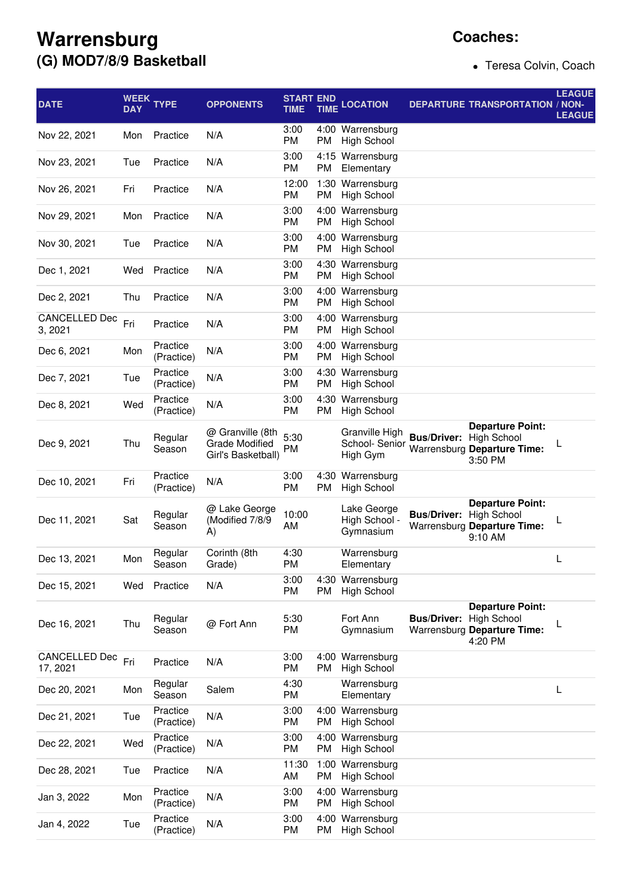# Warrensburg

## (G) MOD7/8/9 Basketball

## Coaches:

- Teresa Colvin, Coach

| DATE | WEEK DAY | TYPE | OPPONENTS | START TIME | END TIME | LOCATION | DEPARTURE | TRANSPORTATION | LEAGUE / NON-LEAGUE |
|---|---|---|---|---|---|---|---|---|---|
| Nov 22, 2021 | Mon | Practice | N/A | 3:00 PM | 4:00 PM | Warrensburg High School | | | |
| Nov 23, 2021 | Tue | Practice | N/A | 3:00 PM | 4:15 PM | Warrensburg Elementary | | | |
| Nov 26, 2021 | Fri | Practice | N/A | 12:00 PM | 1:30 PM | Warrensburg High School | | | |
| Nov 29, 2021 | Mon | Practice | N/A | 3:00 PM | 4:00 PM | Warrensburg High School | | | |
| Nov 30, 2021 | Tue | Practice | N/A | 3:00 PM | 4:00 PM | Warrensburg High School | | | |
| Dec 1, 2021 | Wed | Practice | N/A | 3:00 PM | 4:30 PM | Warrensburg High School | | | |
| Dec 2, 2021 | Thu | Practice | N/A | 3:00 PM | 4:00 PM | Warrensburg High School | | | |
| CANCELLED Dec 3, 2021 | Fri | Practice | N/A | 3:00 PM | 4:00 PM | Warrensburg High School | | | |
| Dec 6, 2021 | Mon | Practice (Practice) | N/A | 3:00 PM | 4:00 PM | Warrensburg High School | | | |
| Dec 7, 2021 | Tue | Practice (Practice) | N/A | 3:00 PM | 4:30 PM | Warrensburg High School | | | |
| Dec 8, 2021 | Wed | Practice (Practice) | N/A | 3:00 PM | 4:30 PM | Warrensburg High School | | | |
| Dec 9, 2021 | Thu | Regular Season | @ Granville (8th Grade Modified Girl's Basketball) | 5:30 PM | | Granville High School- Senior High Gym | **Bus/Driver:** Warrensburg | **Departure Point:** High School **Departure Time:** 3:50 PM | L |
| Dec 10, 2021 | Fri | Practice (Practice) | N/A | 3:00 PM | 4:30 PM | Warrensburg High School | | | |
| Dec 11, 2021 | Sat | Regular Season | @ Lake George (Modified 7/8/9 A) | 10:00 AM | | Lake George High School - Gymnasium | **Bus/Driver:** Warrensburg | **Departure Point:** High School **Departure Time:** 9:10 AM | L |
| Dec 13, 2021 | Mon | Regular Season | Corinth (8th Grade) | 4:30 PM | | Warrensburg Elementary | | | L |
| Dec 15, 2021 | Wed | Practice | N/A | 3:00 PM | 4:30 PM | Warrensburg High School | | | |
| Dec 16, 2021 | Thu | Regular Season | @ Fort Ann | 5:30 PM | | Fort Ann Gymnasium | **Bus/Driver:** Warrensburg | **Departure Point:** High School **Departure Time:** 4:20 PM | L |
| CANCELLED Dec 17, 2021 | Fri | Practice | N/A | 3:00 PM | 4:00 PM | Warrensburg High School | | | |
| Dec 20, 2021 | Mon | Regular Season | Salem | 4:30 PM | | Warrensburg Elementary | | | L |
| Dec 21, 2021 | Tue | Practice (Practice) | N/A | 3:00 PM | 4:00 PM | Warrensburg High School | | | |
| Dec 22, 2021 | Wed | Practice (Practice) | N/A | 3:00 PM | 4:00 PM | Warrensburg High School | | | |
| Dec 28, 2021 | Tue | Practice | N/A | 11:30 AM | 1:00 PM | Warrensburg High School | | | |
| Jan 3, 2022 | Mon | Practice (Practice) | N/A | 3:00 PM | 4:00 PM | Warrensburg High School | | | |
| Jan 4, 2022 | Tue | Practice (Practice) | N/A | 3:00 PM | 4:00 PM | Warrensburg High School | | | |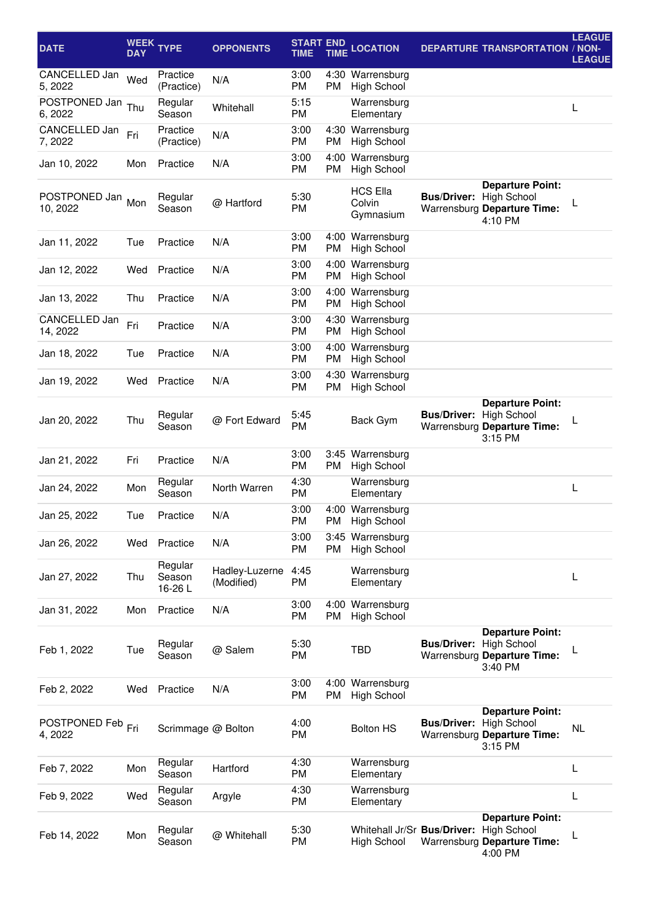| DATE | WEEK DAY | TYPE | OPPONENTS | START TIME | END TIME | LOCATION | DEPARTURE | TRANSPORTATION | LEAGUE / NON-LEAGUE |
|---|---|---|---|---|---|---|---|---|---|
| CANCELLED Jan 5, 2022 | Wed | Practice (Practice) | N/A | 3:00 PM | 4:30 PM | Warrensburg High School | | | |
| POSTPONED Jan 6, 2022 | Thu | Regular Season | Whitehall | 5:15 PM | | Warrensburg Elementary | | | L |
| CANCELLED Jan 7, 2022 | Fri | Practice (Practice) | N/A | 3:00 PM | 4:30 PM | Warrensburg High School | | | |
| Jan 10, 2022 | Mon | Practice | N/A | 3:00 PM | 4:00 PM | Warrensburg High School | | | |
| POSTPONED Jan 10, 2022 | Mon | Regular Season | @ Hartford | 5:30 PM | | HCS Ella Colvin Gymnasium | **Bus/Driver:** Warrensburg | **Departure Point:** High School **Departure Time:** 4:10 PM | L |
| Jan 11, 2022 | Tue | Practice | N/A | 3:00 PM | 4:00 PM | Warrensburg High School | | | |
| Jan 12, 2022 | Wed | Practice | N/A | 3:00 PM | 4:00 PM | Warrensburg High School | | | |
| Jan 13, 2022 | Thu | Practice | N/A | 3:00 PM | 4:00 PM | Warrensburg High School | | | |
| CANCELLED Jan 14, 2022 | Fri | Practice | N/A | 3:00 PM | 4:30 PM | Warrensburg High School | | | |
| Jan 18, 2022 | Tue | Practice | N/A | 3:00 PM | 4:00 PM | Warrensburg High School | | | |
| Jan 19, 2022 | Wed | Practice | N/A | 3:00 PM | 4:30 PM | Warrensburg High School | | | |
| Jan 20, 2022 | Thu | Regular Season | @ Fort Edward | 5:45 PM | | Back Gym | **Bus/Driver:** Warrensburg | **Departure Point:** High School **Departure Time:** 3:15 PM | L |
| Jan 21, 2022 | Fri | Practice | N/A | 3:00 PM | 3:45 PM | Warrensburg High School | | | |
| Jan 24, 2022 | Mon | Regular Season | North Warren | 4:30 PM | | Warrensburg Elementary | | | L |
| Jan 25, 2022 | Tue | Practice | N/A | 3:00 PM | 4:00 PM | Warrensburg High School | | | |
| Jan 26, 2022 | Wed | Practice | N/A | 3:00 PM | 3:45 PM | Warrensburg High School | | | |
| Jan 27, 2022 | Thu | Regular Season 16-26 L | Hadley-Luzerne (Modified) | 4:45 PM | | Warrensburg Elementary | | | L |
| Jan 31, 2022 | Mon | Practice | N/A | 3:00 PM | 4:00 PM | Warrensburg High School | | | |
| Feb 1, 2022 | Tue | Regular Season | @ Salem | 5:30 PM | | TBD | **Bus/Driver:** Warrensburg | **Departure Point:** High School **Departure Time:** 3:40 PM | L |
| Feb 2, 2022 | Wed | Practice | N/A | 3:00 PM | 4:00 PM | Warrensburg High School | | | |
| POSTPONED Feb 4, 2022 | Fri | Scrimmage | @ Bolton | 4:00 PM | | Bolton HS | **Bus/Driver:** Warrensburg | **Departure Point:** High School **Departure Time:** 3:15 PM | NL |
| Feb 7, 2022 | Mon | Regular Season | Hartford | 4:30 PM | | Warrensburg Elementary | | | L |
| Feb 9, 2022 | Wed | Regular Season | Argyle | 4:30 PM | | Warrensburg Elementary | | | L |
| Feb 14, 2022 | Mon | Regular Season | @ Whitehall | 5:30 PM | | Whitehall Jr/Sr High School | **Bus/Driver:** Warrensburg | **Departure Point:** High School **Departure Time:** 4:00 PM | L |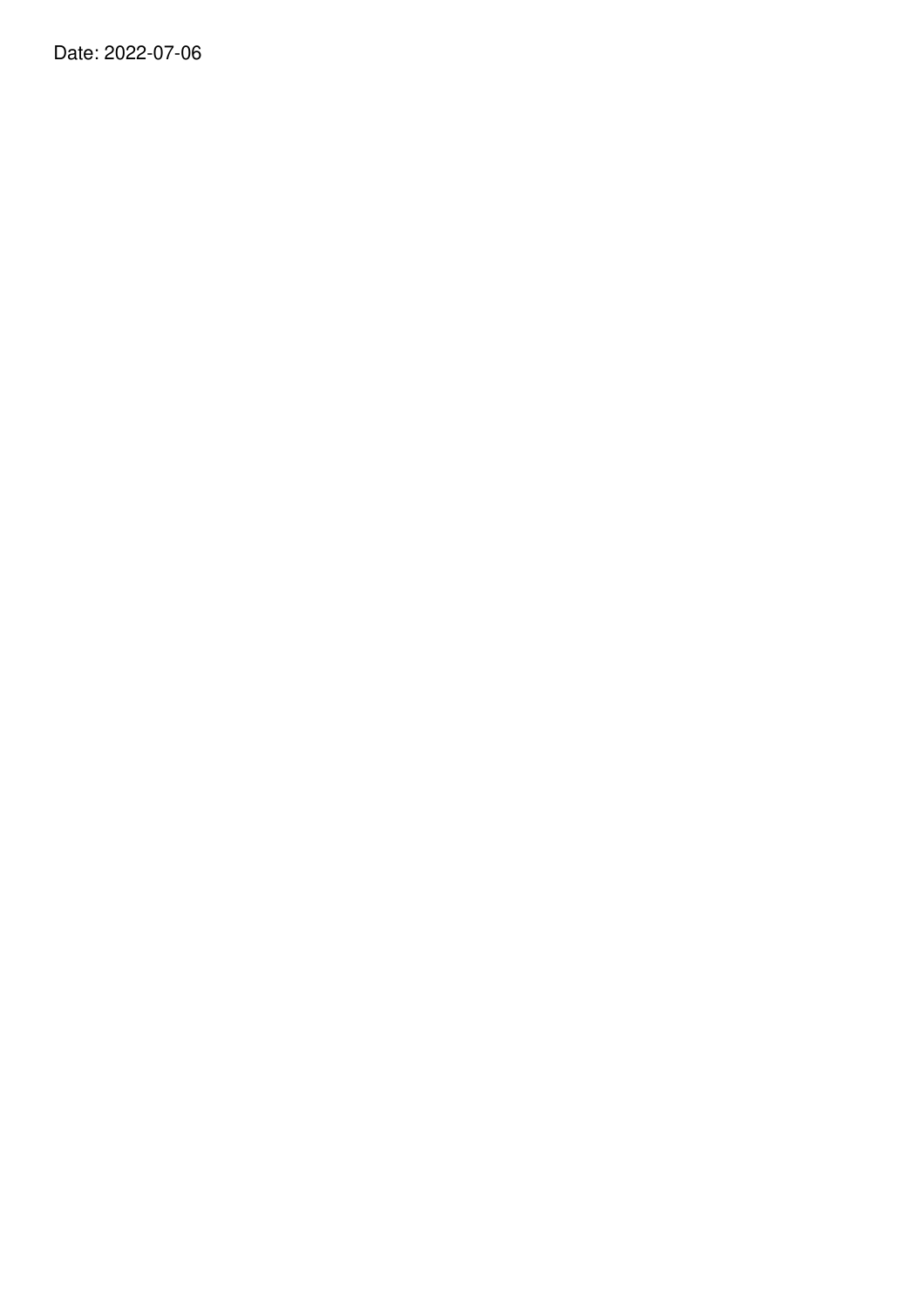Date: 2022-07-06